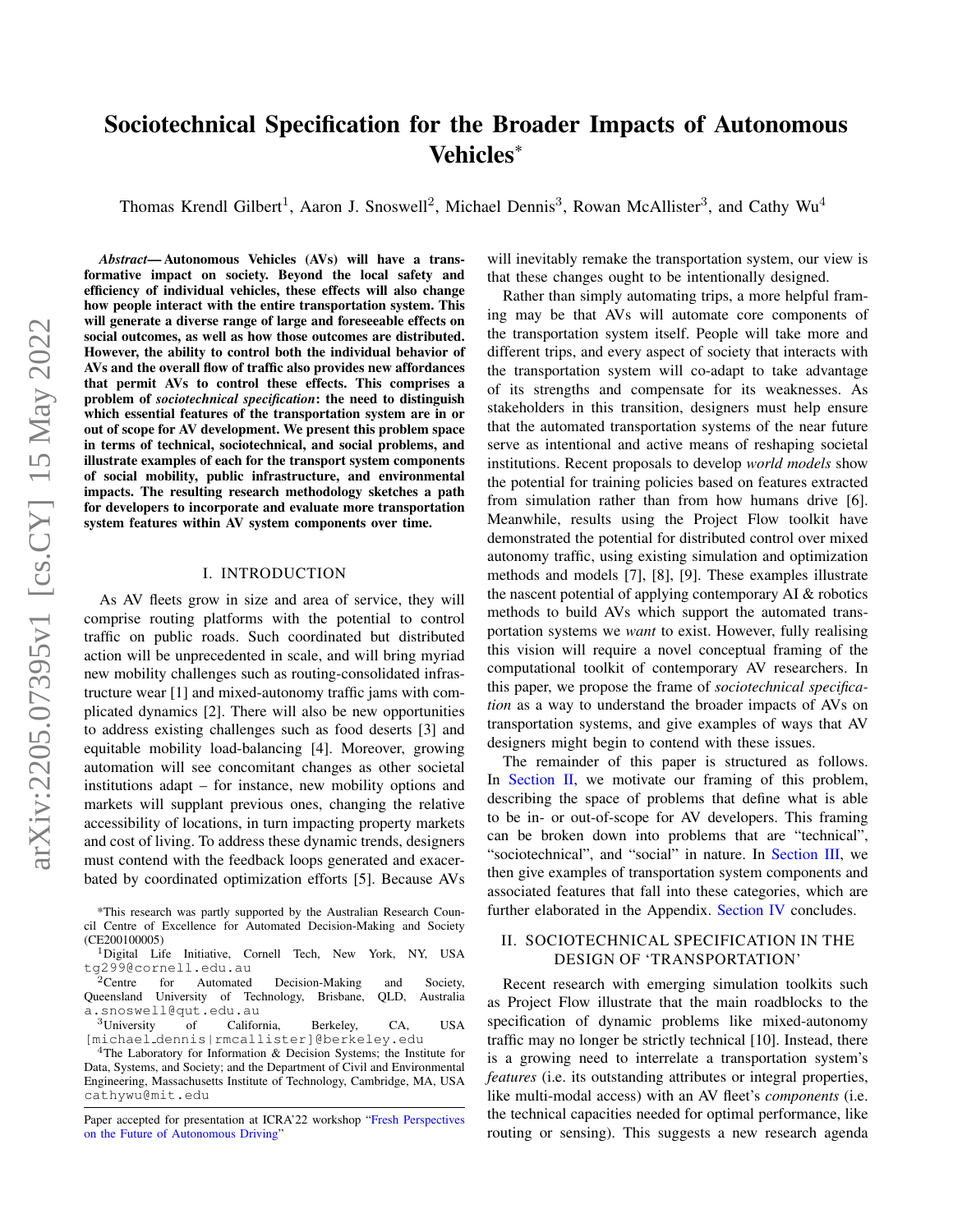# Sociotechnical Specification for the Broader Impacts of Autonomous Vehicles*

Thomas Krendl Gilbert[1], Aaron J. Snoswell[2], Michael Dennis[3], Rowan McAllister[3], and Cathy Wu[4]

***Abstract*— Autonomous Vehicles (AVs) will have a transformative impact on society. Beyond the local safety and efficiency of individual vehicles, these effects will also change how people interact with the entire transportation system. This will generate a diverse range of large and foreseeable effects on social outcomes, as well as how those outcomes are distributed. However, the ability to control both the individual behavior of AVs and the overall flow of traffic also provides new affordances that permit AVs to control these effects. This comprises a problem of *sociotechnical specification*: the need to distinguish which essential features of the transportation system are in or out of scope for AV development. We present this problem space in terms of technical, sociotechnical, and social problems, and illustrate examples of each for the transport system components of social mobility, public infrastructure, and environmental impacts. The resulting research methodology sketches a path for developers to incorporate and evaluate more transportation system features within AV system components over time.**

## I. INTRODUCTION

As AV fleets grow in size and area of service, they will comprise routing platforms with the potential to control traffic on public roads. Such coordinated but distributed action will be unprecedented in scale, and will bring myriad new mobility challenges such as routing-consolidated infrastructure wear [1] and mixed-autonomy traffic jams with complicated dynamics [2]. There will also be new opportunities to address existing challenges such as food deserts [3] and equitable mobility load-balancing [4]. Moreover, growing automation will see concomitant changes as other societal institutions adapt – for instance, new mobility options and markets will supplant previous ones, changing the relative accessibility of locations, in turn impacting property markets and cost of living. To address these dynamic trends, designers must contend with the feedback loops generated and exacerbated by coordinated optimization efforts [5]. Because AVs will inevitably remake the transportation system, our view is that these changes ought to be intentionally designed.

Rather than simply automating trips, a more helpful framing may be that AVs will automate core components of the transportation system itself. People will take more and different trips, and every aspect of society that interacts with the transportation system will co-adapt to take advantage of its strengths and compensate for its weaknesses. As stakeholders in this transition, designers must help ensure that the automated transportation systems of the near future serve as intentional and active means of reshaping societal institutions. Recent proposals to develop *world models* show the potential for training policies based on features extracted from simulation rather than from how humans drive [6]. Meanwhile, results using the Project Flow toolkit have demonstrated the potential for distributed control over mixed autonomy traffic, using existing simulation and optimization methods and models [7], [8], [9]. These examples illustrate the nascent potential of applying contemporary AI & robotics methods to build AVs which support the automated transportation systems we *want* to exist. However, fully realising this vision will require a novel conceptual framing of the computational toolkit of contemporary AV researchers. In this paper, we propose the frame of *sociotechnical specification* as a way to understand the broader impacts of AVs on transportation systems, and give examples of ways that AV designers might begin to contend with these issues.

The remainder of this paper is structured as follows. In Section II, we motivate our framing of this problem, describing the space of problems that define what is able to be in- or out-of-scope for AV developers. This framing can be broken down into problems that are "technical", "sociotechnical", and "social" in nature. In Section III, we then give examples of transportation system components and associated features that fall into these categories, which are further elaborated in the Appendix. Section IV concludes.

## II. SOCIOTECHNICAL SPECIFICATION IN THE DESIGN OF 'TRANSPORTATION'

Recent research with emerging simulation toolkits such as Project Flow illustrate that the main roadblocks to the specification of dynamic problems like mixed-autonomy traffic may no longer be strictly technical [10]. Instead, there is a growing need to interrelate a transportation system's *features* (i.e. its outstanding attributes or integral properties, like multi-modal access) with an AV fleet's *components* (i.e. the technical capacities needed for optimal performance, like routing or sensing). This suggests a new research agenda

*This research was partly supported by the Australian Research Council Centre of Excellence for Automated Decision-Making and Society (CE200100005)

[1]Digital Life Initiative, Cornell Tech, New York, NY, USA tg299@cornell.edu.au

[2]Centre for Automated Decision-Making and Society, Queensland University of Technology, Brisbane, QLD, Australia a.snoswell@qut.edu.au

[3]University of California, Berkeley, CA, USA [michael_dennis|rmcallister]@berkeley.edu

[4]The Laboratory for Information & Decision Systems; the Institute for Data, Systems, and Society; and the Department of Civil and Environmental Engineering, Massachusetts Institute of Technology, Cambridge, MA, USA cathywu@mit.edu

Paper accepted for presentation at ICRA'22 workshop "Fresh Perspectives on the Future of Autonomous Driving"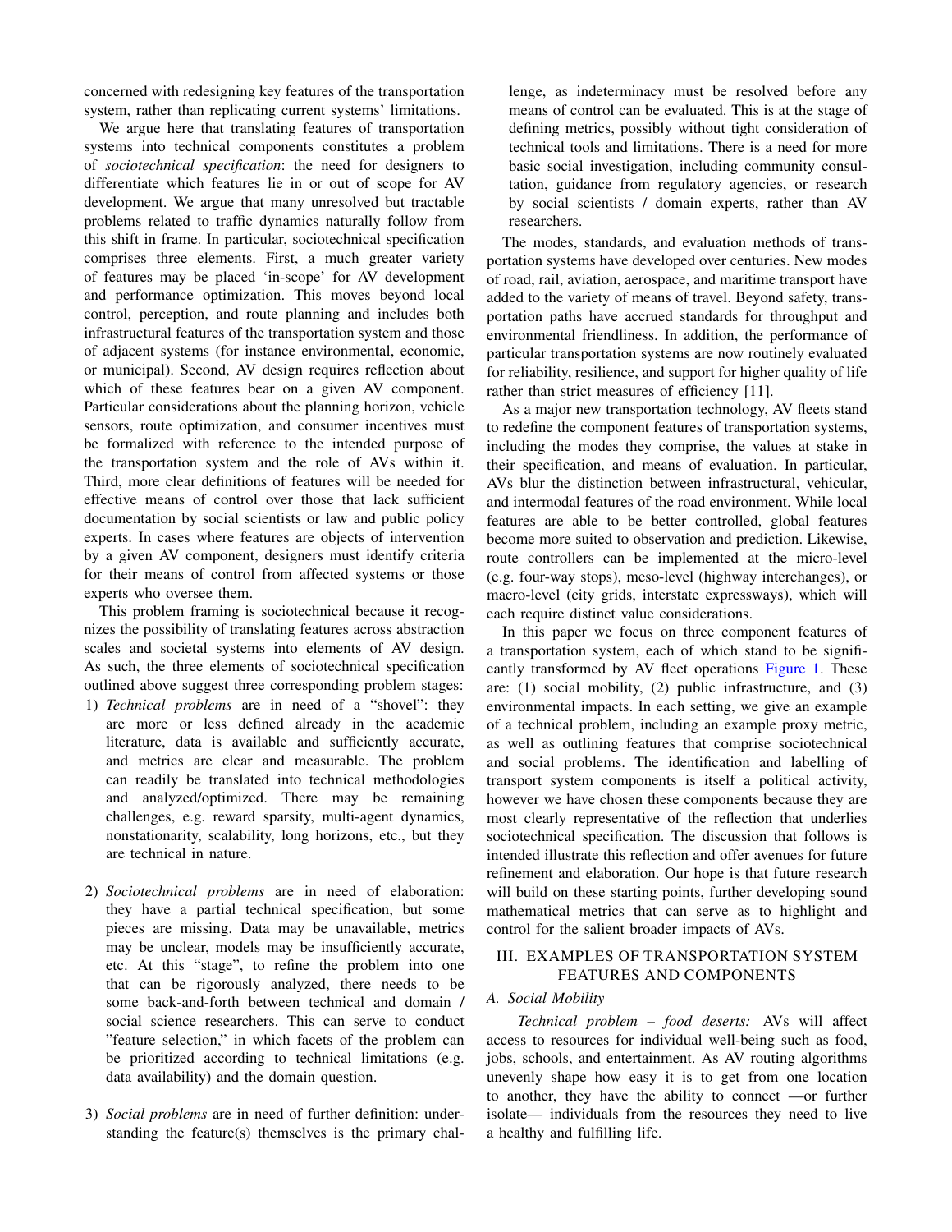concerned with redesigning key features of the transportation system, rather than replicating current systems' limitations.

We argue here that translating features of transportation systems into technical components constitutes a problem of *sociotechnical specification*: the need for designers to differentiate which features lie in or out of scope for AV development. We argue that many unresolved but tractable problems related to traffic dynamics naturally follow from this shift in frame. In particular, sociotechnical specification comprises three elements. First, a much greater variety of features may be placed 'in-scope' for AV development and performance optimization. This moves beyond local control, perception, and route planning and includes both infrastructural features of the transportation system and those of adjacent systems (for instance environmental, economic, or municipal). Second, AV design requires reflection about which of these features bear on a given AV component. Particular considerations about the planning horizon, vehicle sensors, route optimization, and consumer incentives must be formalized with reference to the intended purpose of the transportation system and the role of AVs within it. Third, more clear definitions of features will be needed for effective means of control over those that lack sufficient documentation by social scientists or law and public policy experts. In cases where features are objects of intervention by a given AV component, designers must identify criteria for their means of control from affected systems or those experts who oversee them.

This problem framing is sociotechnical because it recognizes the possibility of translating features across abstraction scales and societal systems into elements of AV design. As such, the three elements of sociotechnical specification outlined above suggest three corresponding problem stages:

1) *Technical problems* are in need of a "shovel": they are more or less defined already in the academic literature, data is available and sufficiently accurate, and metrics are clear and measurable. The problem can readily be translated into technical methodologies and analyzed/optimized. There may be remaining challenges, e.g. reward sparsity, multi-agent dynamics, nonstationarity, scalability, long horizons, etc., but they are technical in nature.

2) *Sociotechnical problems* are in need of elaboration: they have a partial technical specification, but some pieces are missing. Data may be unavailable, metrics may be unclear, models may be insufficiently accurate, etc. At this "stage", to refine the problem into one that can be rigorously analyzed, there needs to be some back-and-forth between technical and domain / social science researchers. This can serve to conduct "feature selection," in which facets of the problem can be prioritized according to technical limitations (e.g. data availability) and the domain question.

3) *Social problems* are in need of further definition: understanding the feature(s) themselves is the primary challenge, as indeterminacy must be resolved before any means of control can be evaluated. This is at the stage of defining metrics, possibly without tight consideration of technical tools and limitations. There is a need for more basic social investigation, including community consultation, guidance from regulatory agencies, or research by social scientists / domain experts, rather than AV researchers.

The modes, standards, and evaluation methods of transportation systems have developed over centuries. New modes of road, rail, aviation, aerospace, and maritime transport have added to the variety of means of travel. Beyond safety, transportation paths have accrued standards for throughput and environmental friendliness. In addition, the performance of particular transportation systems are now routinely evaluated for reliability, resilience, and support for higher quality of life rather than strict measures of efficiency [11].

As a major new transportation technology, AV fleets stand to redefine the component features of transportation systems, including the modes they comprise, the values at stake in their specification, and means of evaluation. In particular, AVs blur the distinction between infrastructural, vehicular, and intermodal features of the road environment. While local features are able to be better controlled, global features become more suited to observation and prediction. Likewise, route controllers can be implemented at the micro-level (e.g. four-way stops), meso-level (highway interchanges), or macro-level (city grids, interstate expressways), which will each require distinct value considerations.

In this paper we focus on three component features of a transportation system, each of which stand to be significantly transformed by AV fleet operations Figure 1. These are: (1) social mobility, (2) public infrastructure, and (3) environmental impacts. In each setting, we give an example of a technical problem, including an example proxy metric, as well as outlining features that comprise sociotechnical and social problems. The identification and labelling of transport system components is itself a political activity, however we have chosen these components because they are most clearly representative of the reflection that underlies sociotechnical specification. The discussion that follows is intended illustrate this reflection and offer avenues for future refinement and elaboration. Our hope is that future research will build on these starting points, further developing sound mathematical metrics that can serve as to highlight and control for the salient broader impacts of AVs.

## III. EXAMPLES OF TRANSPORTATION SYSTEM FEATURES AND COMPONENTS

### A. Social Mobility

*Technical problem – food deserts:* AVs will affect access to resources for individual well-being such as food, jobs, schools, and entertainment. As AV routing algorithms unevenly shape how easy it is to get from one location to another, they have the ability to connect —or further isolate— individuals from the resources they need to live a healthy and fulfilling life.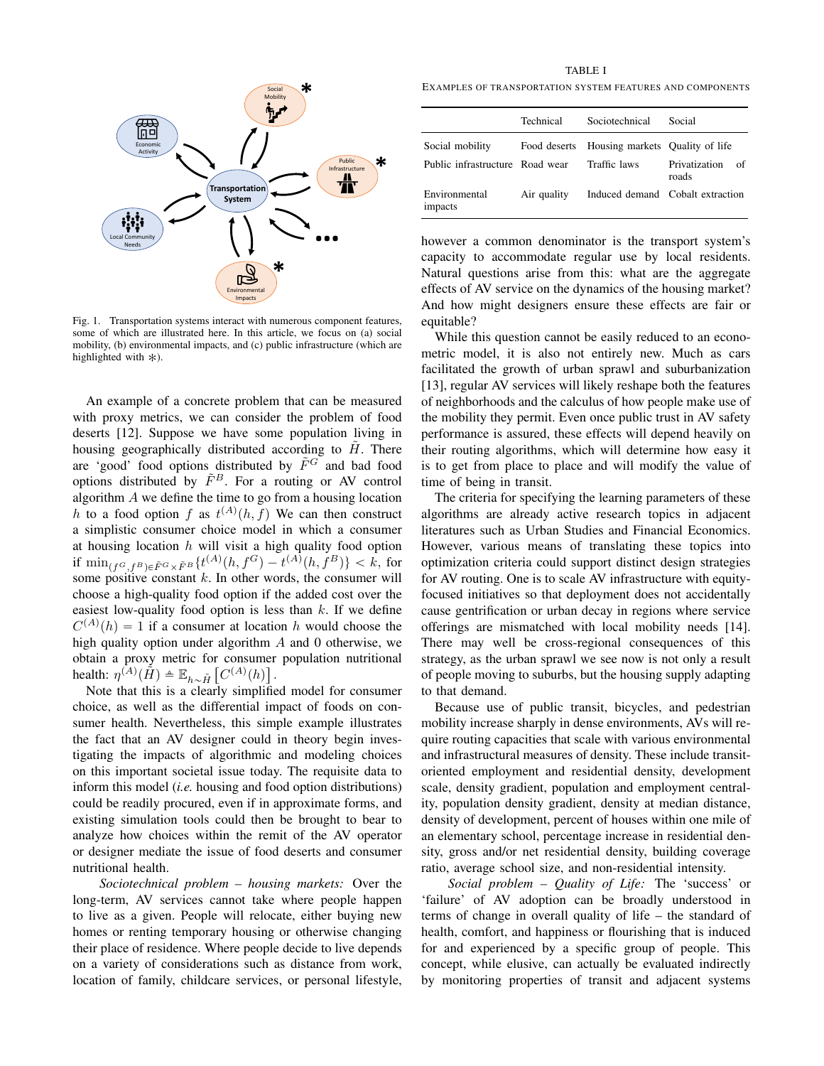Fig. 1. Transportation systems interact with numerous component features, some of which are illustrated here. In this article, we focus on (a) social mobility, (b) environmental impacts, and (c) public infrastructure (which are highlighted with $\ast$).

An example of a concrete problem that can be measured with proxy metrics, we can consider the problem of food deserts [12]. Suppose we have some population living in housing geographically distributed according to $\tilde{H}$. There are 'good' food options distributed by $\tilde{F}^G$ and bad food options distributed by $\tilde{F}^B$. For a routing or AV control algorithm $A$ we define the time to go from a housing location $h$ to a food option $f$ as $t^{(A)}(h, f)$ We can then construct a simplistic consumer choice model in which a consumer at housing location $h$ will visit a high quality food option if $\min_{(f^G, f^B) \in \tilde{F}^G \times \tilde{F}^B} \{t^{(A)}(h, f^G) - t^{(A)}(h, f^B)\} < k$, for some positive constant $k$. In other words, the consumer will choose a high-quality food option if the added cost over the easiest low-quality food option is less than $k$. If we define $C^{(A)}(h) = 1$ if a consumer at location $h$ would choose the high quality option under algorithm $A$ and 0 otherwise, we obtain a proxy metric for consumer population nutritional health: $\eta^{(A)}(\tilde{H}) \triangleq \mathbb{E}_{h \sim \tilde{H}} \left[ C^{(A)}(h) \right]$.

Note that this is a clearly simplified model for consumer choice, as well as the differential impact of foods on consumer health. Nevertheless, this simple example illustrates the fact that an AV designer could in theory begin investigating the impacts of algorithmic and modeling choices on this important societal issue today. The requisite data to inform this model (*i.e.* housing and food option distributions) could be readily procured, even if in approximate forms, and existing simulation tools could then be brought to bear to analyze how choices within the remit of the AV operator or designer mediate the issue of food deserts and consumer nutritional health.

*Sociotechnical problem – housing markets:* Over the long-term, AV services cannot take where people happen to live as a given. People will relocate, either buying new homes or renting temporary housing or otherwise changing their place of residence. Where people decide to live depends on a variety of considerations such as distance from work, location of family, childcare services, or personal lifestyle, however a common denominator is the transport system's capacity to accommodate regular use by local residents. Natural questions arise from this: what are the aggregate effects of AV service on the dynamics of the housing market? And how might designers ensure these effects are fair or equitable?

TABLE I
EXAMPLES OF TRANSPORTATION SYSTEM FEATURES AND COMPONENTS

| | Technical | Sociotechnical | Social |
|---|---|---|---|
| Social mobility | Food deserts | Housing markets | Quality of life |
| Public infrastructure | Road wear | Traffic laws | Privatization of roads |
| Environmental impacts | Air quality | Induced demand | Cobalt extraction |

While this question cannot be easily reduced to an econometric model, it is also not entirely new. Much as cars facilitated the growth of urban sprawl and suburbanization [13], regular AV services will likely reshape both the features of neighborhoods and the calculus of how people make use of the mobility they permit. Even once public trust in AV safety performance is assured, these effects will depend heavily on their routing algorithms, which will determine how easy it is to get from place to place and will modify the value of time of being in transit.

The criteria for specifying the learning parameters of these algorithms are already active research topics in adjacent literatures such as Urban Studies and Financial Economics. However, various means of translating these topics into optimization criteria could support distinct design strategies for AV routing. One is to scale AV infrastructure with equity-focused initiatives so that deployment does not accidentally cause gentrification or urban decay in regions where service offerings are mismatched with local mobility needs [14]. There may well be cross-regional consequences of this strategy, as the urban sprawl we see now is not only a result of people moving to suburbs, but the housing supply adapting to that demand.

Because use of public transit, bicycles, and pedestrian mobility increase sharply in dense environments, AVs will require routing capacities that scale with various environmental and infrastructural measures of density. These include transit-oriented employment and residential density, development scale, density gradient, population and employment centrality, population density gradient, density at median distance, density of development, percent of houses within one mile of an elementary school, percentage increase in residential density, gross and/or net residential density, building coverage ratio, average school size, and non-residential intensity.

*Social problem – Quality of Life:* The 'success' or 'failure' of AV adoption can be broadly understood in terms of change in overall quality of life – the standard of health, comfort, and happiness or flourishing that is induced for and experienced by a specific group of people. This concept, while elusive, can actually be evaluated indirectly by monitoring properties of transit and adjacent systems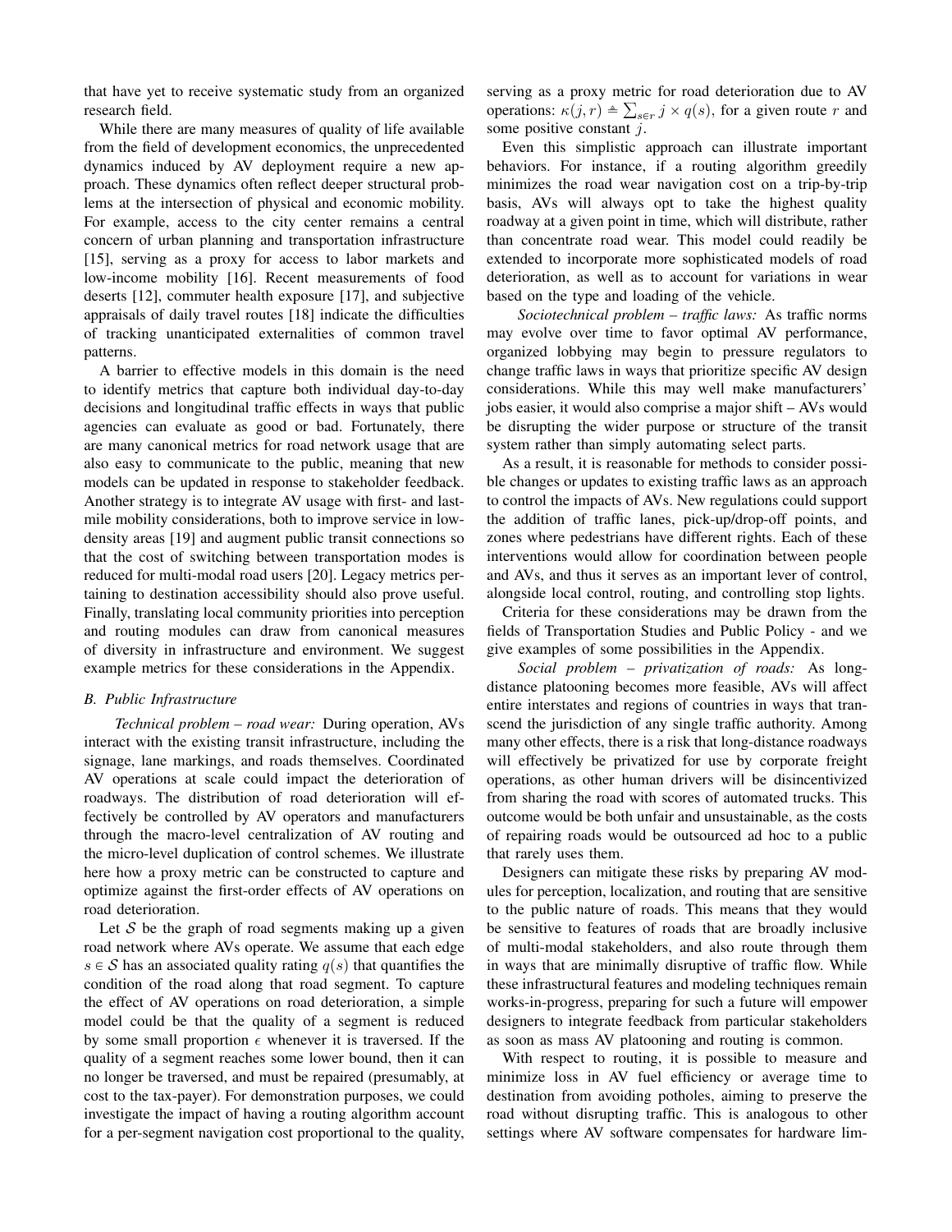that have yet to receive systematic study from an organized research field.

While there are many measures of quality of life available from the field of development economics, the unprecedented dynamics induced by AV deployment require a new approach. These dynamics often reflect deeper structural problems at the intersection of physical and economic mobility. For example, access to the city center remains a central concern of urban planning and transportation infrastructure [15], serving as a proxy for access to labor markets and low-income mobility [16]. Recent measurements of food deserts [12], commuter health exposure [17], and subjective appraisals of daily travel routes [18] indicate the difficulties of tracking unanticipated externalities of common travel patterns.

A barrier to effective models in this domain is the need to identify metrics that capture both individual day-to-day decisions and longitudinal traffic effects in ways that public agencies can evaluate as good or bad. Fortunately, there are many canonical metrics for road network usage that are also easy to communicate to the public, meaning that new models can be updated in response to stakeholder feedback. Another strategy is to integrate AV usage with first- and last-mile mobility considerations, both to improve service in low-density areas [19] and augment public transit connections so that the cost of switching between transportation modes is reduced for multi-modal road users [20]. Legacy metrics pertaining to destination accessibility should also prove useful. Finally, translating local community priorities into perception and routing modules can draw from canonical measures of diversity in infrastructure and environment. We suggest example metrics for these considerations in the Appendix.

### B. Public Infrastructure

*Technical problem – road wear:* During operation, AVs interact with the existing transit infrastructure, including the signage, lane markings, and roads themselves. Coordinated AV operations at scale could impact the deterioration of roadways. The distribution of road deterioration will effectively be controlled by AV operators and manufacturers through the macro-level centralization of AV routing and the micro-level duplication of control schemes. We illustrate here how a proxy metric can be constructed to capture and optimize against the first-order effects of AV operations on road deterioration.

Let $\mathcal{S}$ be the graph of road segments making up a given road network where AVs operate. We assume that each edge $s \in \mathcal{S}$ has an associated quality rating $q(s)$ that quantifies the condition of the road along that road segment. To capture the effect of AV operations on road deterioration, a simple model could be that the quality of a segment is reduced by some small proportion $\epsilon$ whenever it is traversed. If the quality of a segment reaches some lower bound, then it can no longer be traversed, and must be repaired (presumably, at cost to the tax-payer). For demonstration purposes, we could investigate the impact of having a routing algorithm account for a per-segment navigation cost proportional to the quality, serving as a proxy metric for road deterioration due to AV operations: $\kappa(j, r) \triangleq \sum_{s \in r} j \times q(s)$, for a given route $r$ and some positive constant $j$.

Even this simplistic approach can illustrate important behaviors. For instance, if a routing algorithm greedily minimizes the road wear navigation cost on a trip-by-trip basis, AVs will always opt to take the highest quality roadway at a given point in time, which will distribute, rather than concentrate road wear. This model could readily be extended to incorporate more sophisticated models of road deterioration, as well as to account for variations in wear based on the type and loading of the vehicle.

*Sociotechnical problem – traffic laws:* As traffic norms may evolve over time to favor optimal AV performance, organized lobbying may begin to pressure regulators to change traffic laws in ways that prioritize specific AV design considerations. While this may well make manufacturers' jobs easier, it would also comprise a major shift – AVs would be disrupting the wider purpose or structure of the transit system rather than simply automating select parts.

As a result, it is reasonable for methods to consider possible changes or updates to existing traffic laws as an approach to control the impacts of AVs. New regulations could support the addition of traffic lanes, pick-up/drop-off points, and zones where pedestrians have different rights. Each of these interventions would allow for coordination between people and AVs, and thus it serves as an important lever of control, alongside local control, routing, and controlling stop lights.

Criteria for these considerations may be drawn from the fields of Transportation Studies and Public Policy - and we give examples of some possibilities in the Appendix.

*Social problem – privatization of roads:* As long-distance platooning becomes more feasible, AVs will affect entire interstates and regions of countries in ways that transcend the jurisdiction of any single traffic authority. Among many other effects, there is a risk that long-distance roadways will effectively be privatized for use by corporate freight operations, as other human drivers will be disincentivized from sharing the road with scores of automated trucks. This outcome would be both unfair and unsustainable, as the costs of repairing roads would be outsourced ad hoc to a public that rarely uses them.

Designers can mitigate these risks by preparing AV modules for perception, localization, and routing that are sensitive to the public nature of roads. This means that they would be sensitive to features of roads that are broadly inclusive of multi-modal stakeholders, and also route through them in ways that are minimally disruptive of traffic flow. While these infrastructural features and modeling techniques remain works-in-progress, preparing for such a future will empower designers to integrate feedback from particular stakeholders as soon as mass AV platooning and routing is common.

With respect to routing, it is possible to measure and minimize loss in AV fuel efficiency or average time to destination from avoiding potholes, aiming to preserve the road without disrupting traffic. This is analogous to other settings where AV software compensates for hardware lim-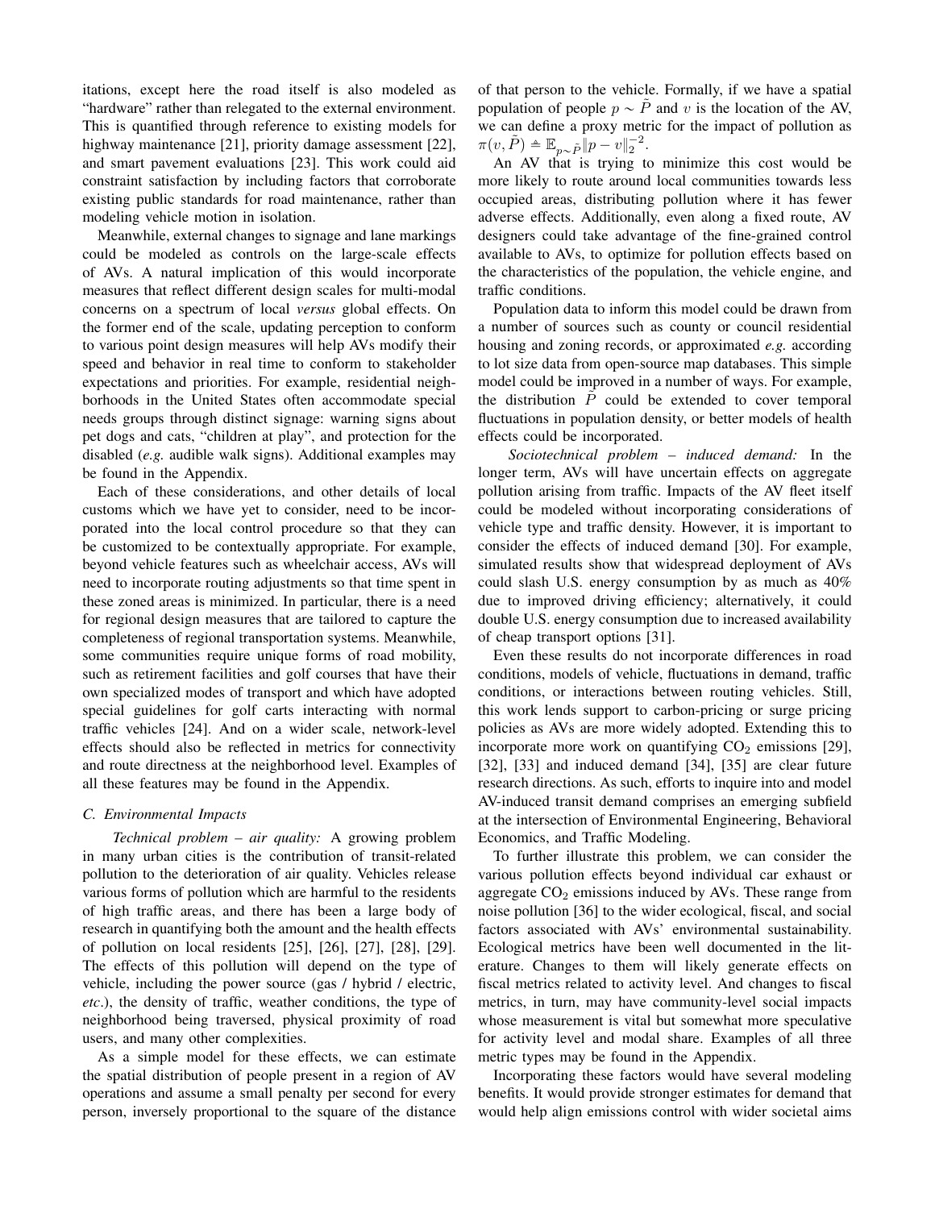itations, except here the road itself is also modeled as "hardware" rather than relegated to the external environment. This is quantified through reference to existing models for highway maintenance [21], priority damage assessment [22], and smart pavement evaluations [23]. This work could aid constraint satisfaction by including factors that corroborate existing public standards for road maintenance, rather than modeling vehicle motion in isolation.

Meanwhile, external changes to signage and lane markings could be modeled as controls on the large-scale effects of AVs. A natural implication of this would incorporate measures that reflect different design scales for multi-modal concerns on a spectrum of local *versus* global effects. On the former end of the scale, updating perception to conform to various point design measures will help AVs modify their speed and behavior in real time to conform to stakeholder expectations and priorities. For example, residential neighborhoods in the United States often accommodate special needs groups through distinct signage: warning signs about pet dogs and cats, "children at play", and protection for the disabled (*e.g.* audible walk signs). Additional examples may be found in the Appendix.

Each of these considerations, and other details of local customs which we have yet to consider, need to be incorporated into the local control procedure so that they can be customized to be contextually appropriate. For example, beyond vehicle features such as wheelchair access, AVs will need to incorporate routing adjustments so that time spent in these zoned areas is minimized. In particular, there is a need for regional design measures that are tailored to capture the completeness of regional transportation systems. Meanwhile, some communities require unique forms of road mobility, such as retirement facilities and golf courses that have their own specialized modes of transport and which have adopted special guidelines for golf carts interacting with normal traffic vehicles [24]. And on a wider scale, network-level effects should also be reflected in metrics for connectivity and route directness at the neighborhood level. Examples of all these features may be found in the Appendix.

### C. Environmental Impacts

*Technical problem – air quality:* A growing problem in many urban cities is the contribution of transit-related pollution to the deterioration of air quality. Vehicles release various forms of pollution which are harmful to the residents of high traffic areas, and there has been a large body of research in quantifying both the amount and the health effects of pollution on local residents [25], [26], [27], [28], [29]. The effects of this pollution will depend on the type of vehicle, including the power source (gas / hybrid / electric, *etc*.), the density of traffic, weather conditions, the type of neighborhood being traversed, physical proximity of road users, and many other complexities.

As a simple model for these effects, we can estimate the spatial distribution of people present in a region of AV operations and assume a small penalty per second for every person, inversely proportional to the square of the distance of that person to the vehicle. Formally, if we have a spatial population of people $p \sim \tilde{P}$ and $v$ is the location of the AV, we can define a proxy metric for the impact of pollution as $\pi(v, \tilde{P}) \triangleq \mathbb{E}_{p \sim \tilde{P}} \|p - v\|_2^{-2}$.

An AV that is trying to minimize this cost would be more likely to route around local communities towards less occupied areas, distributing pollution where it has fewer adverse effects. Additionally, even along a fixed route, AV designers could take advantage of the fine-grained control available to AVs, to optimize for pollution effects based on the characteristics of the population, the vehicle engine, and traffic conditions.

Population data to inform this model could be drawn from a number of sources such as county or council residential housing and zoning records, or approximated *e.g.* according to lot size data from open-source map databases. This simple model could be improved in a number of ways. For example, the distribution $\tilde{P}$ could be extended to cover temporal fluctuations in population density, or better models of health effects could be incorporated.

*Sociotechnical problem – induced demand:* In the longer term, AVs will have uncertain effects on aggregate pollution arising from traffic. Impacts of the AV fleet itself could be modeled without incorporating considerations of vehicle type and traffic density. However, it is important to consider the effects of induced demand [30]. For example, simulated results show that widespread deployment of AVs could slash U.S. energy consumption by as much as 40% due to improved driving efficiency; alternatively, it could double U.S. energy consumption due to increased availability of cheap transport options [31].

Even these results do not incorporate differences in road conditions, models of vehicle, fluctuations in demand, traffic conditions, or interactions between routing vehicles. Still, this work lends support to carbon-pricing or surge pricing policies as AVs are more widely adopted. Extending this to incorporate more work on quantifying $CO_2$ emissions [29], [32], [33] and induced demand [34], [35] are clear future research directions. As such, efforts to inquire into and model AV-induced transit demand comprises an emerging subfield at the intersection of Environmental Engineering, Behavioral Economics, and Traffic Modeling.

To further illustrate this problem, we can consider the various pollution effects beyond individual car exhaust or aggregate $CO_2$ emissions induced by AVs. These range from noise pollution [36] to the wider ecological, fiscal, and social factors associated with AVs' environmental sustainability. Ecological metrics have been well documented in the literature. Changes to them will likely generate effects on fiscal metrics related to activity level. And changes to fiscal metrics, in turn, may have community-level social impacts whose measurement is vital but somewhat more speculative for activity level and modal share. Examples of all three metric types may be found in the Appendix.

Incorporating these factors would have several modeling benefits. It would provide stronger estimates for demand that would help align emissions control with wider societal aims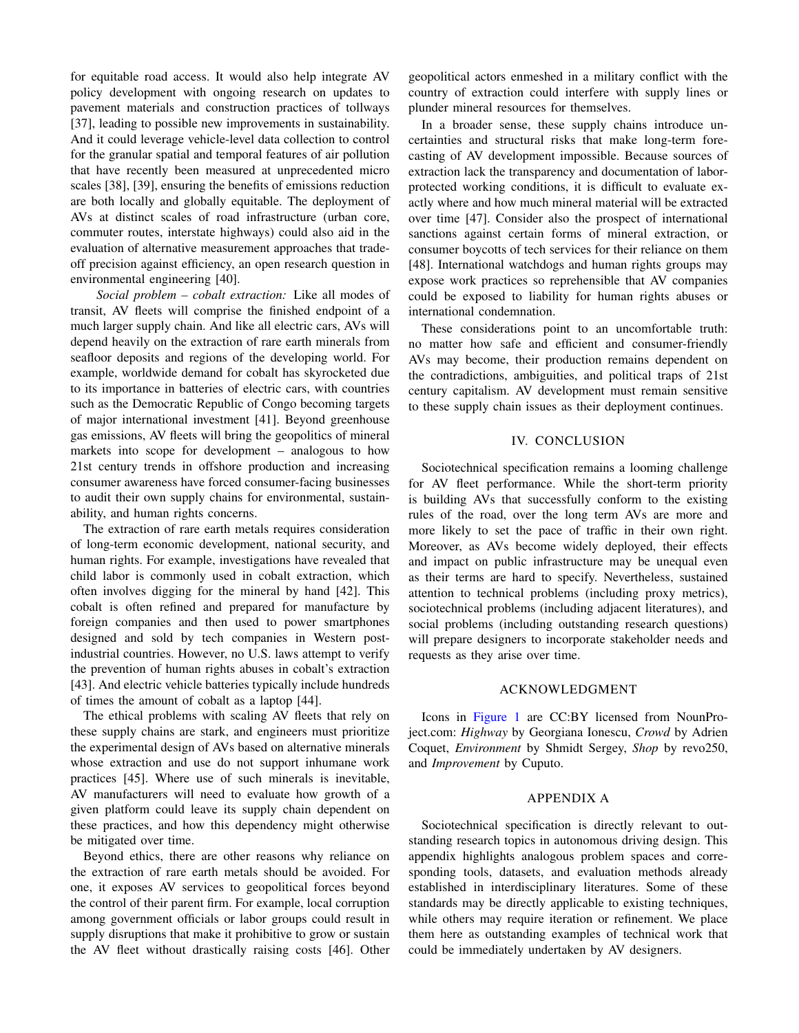for equitable road access. It would also help integrate AV policy development with ongoing research on updates to pavement materials and construction practices of tollways [37], leading to possible new improvements in sustainability. And it could leverage vehicle-level data collection to control for the granular spatial and temporal features of air pollution that have recently been measured at unprecedented micro scales [38], [39], ensuring the benefits of emissions reduction are both locally and globally equitable. The deployment of AVs at distinct scales of road infrastructure (urban core, commuter routes, interstate highways) could also aid in the evaluation of alternative measurement approaches that trade-off precision against efficiency, an open research question in environmental engineering [40].

*Social problem – cobalt extraction:* Like all modes of transit, AV fleets will comprise the finished endpoint of a much larger supply chain. And like all electric cars, AVs will depend heavily on the extraction of rare earth minerals from seafloor deposits and regions of the developing world. For example, worldwide demand for cobalt has skyrocketed due to its importance in batteries of electric cars, with countries such as the Democratic Republic of Congo becoming targets of major international investment [41]. Beyond greenhouse gas emissions, AV fleets will bring the geopolitics of mineral markets into scope for development – analogous to how 21st century trends in offshore production and increasing consumer awareness have forced consumer-facing businesses to audit their own supply chains for environmental, sustainability, and human rights concerns.

The extraction of rare earth metals requires consideration of long-term economic development, national security, and human rights. For example, investigations have revealed that child labor is commonly used in cobalt extraction, which often involves digging for the mineral by hand [42]. This cobalt is often refined and prepared for manufacture by foreign companies and then used to power smartphones designed and sold by tech companies in Western post-industrial countries. However, no U.S. laws attempt to verify the prevention of human rights abuses in cobalt's extraction [43]. And electric vehicle batteries typically include hundreds of times the amount of cobalt as a laptop [44].

The ethical problems with scaling AV fleets that rely on these supply chains are stark, and engineers must prioritize the experimental design of AVs based on alternative minerals whose extraction and use do not support inhumane work practices [45]. Where use of such minerals is inevitable, AV manufacturers will need to evaluate how growth of a given platform could leave its supply chain dependent on these practices, and how this dependency might otherwise be mitigated over time.

Beyond ethics, there are other reasons why reliance on the extraction of rare earth metals should be avoided. For one, it exposes AV services to geopolitical forces beyond the control of their parent firm. For example, local corruption among government officials or labor groups could result in supply disruptions that make it prohibitive to grow or sustain the AV fleet without drastically raising costs [46]. Other geopolitical actors enmeshed in a military conflict with the country of extraction could interfere with supply lines or plunder mineral resources for themselves.

In a broader sense, these supply chains introduce uncertainties and structural risks that make long-term forecasting of AV development impossible. Because sources of extraction lack the transparency and documentation of labor-protected working conditions, it is difficult to evaluate exactly where and how much mineral material will be extracted over time [47]. Consider also the prospect of international sanctions against certain forms of mineral extraction, or consumer boycotts of tech services for their reliance on them [48]. International watchdogs and human rights groups may expose work practices so reprehensible that AV companies could be exposed to liability for human rights abuses or international condemnation.

These considerations point to an uncomfortable truth: no matter how safe and efficient and consumer-friendly AVs may become, their production remains dependent on the contradictions, ambiguities, and political traps of 21st century capitalism. AV development must remain sensitive to these supply chain issues as their deployment continues.

## IV. Conclusion

Sociotechnical specification remains a looming challenge for AV fleet performance. While the short-term priority is building AVs that successfully conform to the existing rules of the road, over the long term AVs are more and more likely to set the pace of traffic in their own right. Moreover, as AVs become widely deployed, their effects and impact on public infrastructure may be unequal even as their terms are hard to specify. Nevertheless, sustained attention to technical problems (including proxy metrics), sociotechnical problems (including adjacent literatures), and social problems (including outstanding research questions) will prepare designers to incorporate stakeholder needs and requests as they arise over time.

## Acknowledgment

Icons in Figure 1 are CC:BY licensed from NounProject.com: *Highway* by Georgiana Ionescu, *Crowd* by Adrien Coquet, *Environment* by Shmidt Sergey, *Shop* by revo250, and *Improvement* by Cuputo.

## Appendix A

Sociotechnical specification is directly relevant to outstanding research topics in autonomous driving design. This appendix highlights analogous problem spaces and corresponding tools, datasets, and evaluation methods already established in interdisciplinary literatures. Some of these standards may be directly applicable to existing techniques, while others may require iteration or refinement. We place them here as outstanding examples of technical work that could be immediately undertaken by AV designers.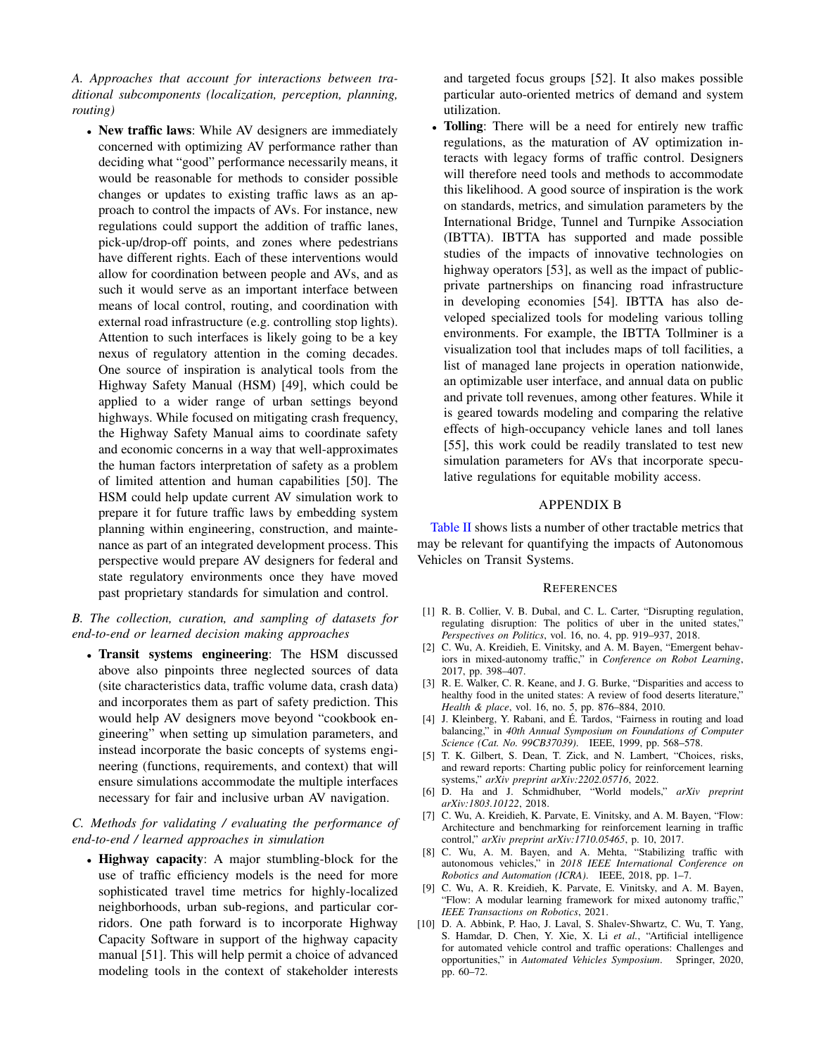### A. Approaches that account for interactions between traditional subcomponents (localization, perception, planning, routing)

- **New traffic laws**: While AV designers are immediately concerned with optimizing AV performance rather than deciding what "good" performance necessarily means, it would be reasonable for methods to consider possible changes or updates to existing traffic laws as an approach to control the impacts of AVs. For instance, new regulations could support the addition of traffic lanes, pick-up/drop-off points, and zones where pedestrians have different rights. Each of these interventions would allow for coordination between people and AVs, and as such it would serve as an important interface between means of local control, routing, and coordination with external road infrastructure (e.g. controlling stop lights). Attention to such interfaces is likely going to be a key nexus of regulatory attention in the coming decades. One source of inspiration is analytical tools from the Highway Safety Manual (HSM) [49], which could be applied to a wider range of urban settings beyond highways. While focused on mitigating crash frequency, the Highway Safety Manual aims to coordinate safety and economic concerns in a way that well-approximates the human factors interpretation of safety as a problem of limited attention and human capabilities [50]. The HSM could help update current AV simulation work to prepare it for future traffic laws by embedding system planning within engineering, construction, and maintenance as part of an integrated development process. This perspective would prepare AV designers for federal and state regulatory environments once they have moved past proprietary standards for simulation and control.

### B. The collection, curation, and sampling of datasets for end-to-end or learned decision making approaches

- **Transit systems engineering**: The HSM discussed above also pinpoints three neglected sources of data (site characteristics data, traffic volume data, crash data) and incorporates them as part of safety prediction. This would help AV designers move beyond "cookbook engineering" when setting up simulation parameters, and instead incorporate the basic concepts of systems engineering (functions, requirements, and context) that will ensure simulations accommodate the multiple interfaces necessary for fair and inclusive urban AV navigation.

### C. Methods for validating / evaluating the performance of end-to-end / learned approaches in simulation

- **Highway capacity**: A major stumbling-block for the use of traffic efficiency models is the need for more sophisticated travel time metrics for highly-localized neighborhoods, urban sub-regions, and particular corridors. One path forward is to incorporate Highway Capacity Software in support of the highway capacity manual [51]. This will help permit a choice of advanced modeling tools in the context of stakeholder interests and targeted focus groups [52]. It also makes possible particular auto-oriented metrics of demand and system utilization.
- **Tolling**: There will be a need for entirely new traffic regulations, as the maturation of AV optimization interacts with legacy forms of traffic control. Designers will therefore need tools and methods to accommodate this likelihood. A good source of inspiration is the work on standards, metrics, and simulation parameters by the International Bridge, Tunnel and Turnpike Association (IBTTA). IBTTA has supported and made possible studies of the impacts of innovative technologies on highway operators [53], as well as the impact of public-private partnerships on financing road infrastructure in developing economies [54]. IBTTA has also developed specialized tools for modeling various tolling environments. For example, the IBTTA Tollminer is a visualization tool that includes maps of toll facilities, a list of managed lane projects in operation nationwide, an optimizable user interface, and annual data on public and private toll revenues, among other features. While it is geared towards modeling and comparing the relative effects of high-occupancy vehicle lanes and toll lanes [55], this work could be readily translated to test new simulation parameters for AVs that incorporate speculative regulations for equitable mobility access.

## APPENDIX B

Table II shows lists a number of other tractable metrics that may be relevant for quantifying the impacts of Autonomous Vehicles on Transit Systems.

## REFERENCES

[1] R. B. Collier, V. B. Dubal, and C. L. Carter, "Disrupting regulation, regulating disruption: The politics of uber in the united states," *Perspectives on Politics*, vol. 16, no. 4, pp. 919–937, 2018.

[2] C. Wu, A. Kreidieh, E. Vinitsky, and A. M. Bayen, "Emergent behaviors in mixed-autonomy traffic," in *Conference on Robot Learning*, 2017, pp. 398–407.

[3] R. E. Walker, C. R. Keane, and J. G. Burke, "Disparities and access to healthy food in the united states: A review of food deserts literature," *Health & place*, vol. 16, no. 5, pp. 876–884, 2010.

[4] J. Kleinberg, Y. Rabani, and É. Tardos, "Fairness in routing and load balancing," in *40th Annual Symposium on Foundations of Computer Science (Cat. No. 99CB37039)*. IEEE, 1999, pp. 568–578.

[5] T. K. Gilbert, S. Dean, T. Zick, and N. Lambert, "Choices, risks, and reward reports: Charting public policy for reinforcement learning systems," *arXiv preprint arXiv:2202.05716*, 2022.

[6] D. Ha and J. Schmidhuber, "World models," *arXiv preprint arXiv:1803.10122*, 2018.

[7] C. Wu, A. Kreidieh, K. Parvate, E. Vinitsky, and A. M. Bayen, "Flow: Architecture and benchmarking for reinforcement learning in traffic control," *arXiv preprint arXiv:1710.05465*, p. 10, 2017.

[8] C. Wu, A. M. Bayen, and A. Mehta, "Stabilizing traffic with autonomous vehicles," in *2018 IEEE International Conference on Robotics and Automation (ICRA)*. IEEE, 2018, pp. 1–7.

[9] C. Wu, A. R. Kreidieh, K. Parvate, E. Vinitsky, and A. M. Bayen, "Flow: A modular learning framework for mixed autonomy traffic," *IEEE Transactions on Robotics*, 2021.

[10] D. A. Abbink, P. Hao, J. Laval, S. Shalev-Shwartz, C. Wu, T. Yang, S. Hamdar, D. Chen, Y. Xie, X. Li *et al.*, "Artificial intelligence for automated vehicle control and traffic operations: Challenges and opportunities," in *Automated Vehicles Symposium*. Springer, 2020, pp. 60–72.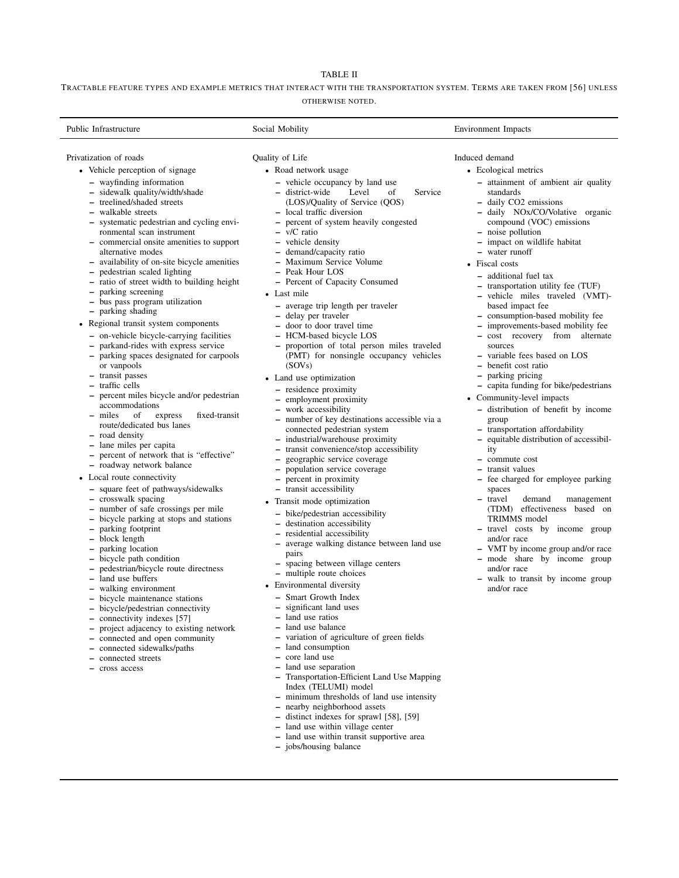TABLE II

TRACTABLE FEATURE TYPES AND EXAMPLE METRICS THAT INTERACT WITH THE TRANSPORTATION SYSTEM. TERMS ARE TAKEN FROM [56] UNLESS OTHERWISE NOTED.

**Public Infrastructure**

Privatization of roads

- Vehicle perception of signage
  - wayfinding information
  - sidewalk quality/width/shade
  - treelined/shaded streets
  - walkable streets
  - systematic pedestrian and cycling environmental scan instrument
  - commercial onsite amenities to support alternative modes
  - availability of on-site bicycle amenities
  - pedestrian scaled lighting
  - ratio of street width to building height
  - parking screening
  - bus pass program utilization
  - parking shading
- Regional transit system components
  - on-vehicle bicycle-carrying facilities
  - parkand-rides with express service
  - parking spaces designated for carpools or vanpools
  - transit passes
  - traffic cells
  - percent miles bicycle and/or pedestrian accommodations
  - miles of express fixed-transit route/dedicated bus lanes
  - road density
  - lane miles per capita
  - percent of network that is "effective"
  - roadway network balance
- Local route connectivity
  - square feet of pathways/sidewalks
  - crosswalk spacing
  - number of safe crossings per mile
  - bicycle parking at stops and stations
  - parking footprint
  - block length
  - parking location
  - bicycle path condition
  - pedestrian/bicycle route directness
  - land use buffers
  - walking environment
  - bicycle maintenance stations
  - bicycle/pedestrian connectivity
  - connectivity indexes [57]
  - project adjacency to existing network
  - connected and open community
  - connected sidewalks/paths
  - connected streets
  - cross access

**Social Mobility**

Quality of Life

- Road network usage
  - vehicle occupancy by land use
  - district-wide Level of Service (LOS)/Quality of Service (QOS)
  - local traffic diversion
  - percent of system heavily congested
  - v/C ratio
  - vehicle density
  - demand/capacity ratio
  - Maximum Service Volume
  - Peak Hour LOS
  - Percent of Capacity Consumed
- Last mile
  - average trip length per traveler
  - delay per traveler
  - door to door travel time
  - HCM-based bicycle LOS
  - proportion of total person miles traveled (PMT) for nonsingle occupancy vehicles (SOVs)
- Land use optimization
  - residence proximity
  - employment proximity
  - work accessibility
  - number of key destinations accessible via a connected pedestrian system
  - industrial/warehouse proximity
  - transit convenience/stop accessibility
  - geographic service coverage
  - population service coverage
  - percent in proximity
  - transit accessibility
- Transit mode optimization
  - bike/pedestrian accessibility
  - destination accessibility
  - residential accessibility
  - average walking distance between land use pairs
  - spacing between village centers
  - multiple route choices
- Environmental diversity
  - Smart Growth Index
  - significant land uses
  - land use ratios
  - land use balance
  - variation of agriculture of green fields
  - land consumption
  - core land use
  - land use separation
  - Transportation-Efficient Land Use Mapping Index (TELUMI) model
  - minimum thresholds of land use intensity
  - nearby neighborhood assets
  - distinct indexes for sprawl [58], [59]
  - land use within village center
  - land use within transit supportive area
  - jobs/housing balance

**Environment Impacts**

Induced demand

- Ecological metrics
  - attainment of ambient air quality standards
  - daily CO2 emissions
  - daily NOx/CO/Volative organic compound (VOC) emissions
  - noise pollution
  - impact on wildlife habitat
  - water runoff
- Fiscal costs
  - additional fuel tax
  - transportation utility fee (TUF)
  - vehicle miles traveled (VMT)-based impact fee
  - consumption-based mobility fee
  - improvements-based mobility fee
  - cost recovery from alternate sources
  - variable fees based on LOS
  - benefit cost ratio
  - parking pricing
  - capita funding for bike/pedestrians
- Community-level impacts
  - distribution of benefit by income group
  - transportation affordability
  - equitable distribution of accessibility
  - commute cost
  - transit values
  - fee charged for employee parking spaces
  - travel demand management (TDM) effectiveness based on TRIMMS model
  - travel costs by income group and/or race
  - VMT by income group and/or race
  - mode share by income group and/or race
  - walk to transit by income group and/or race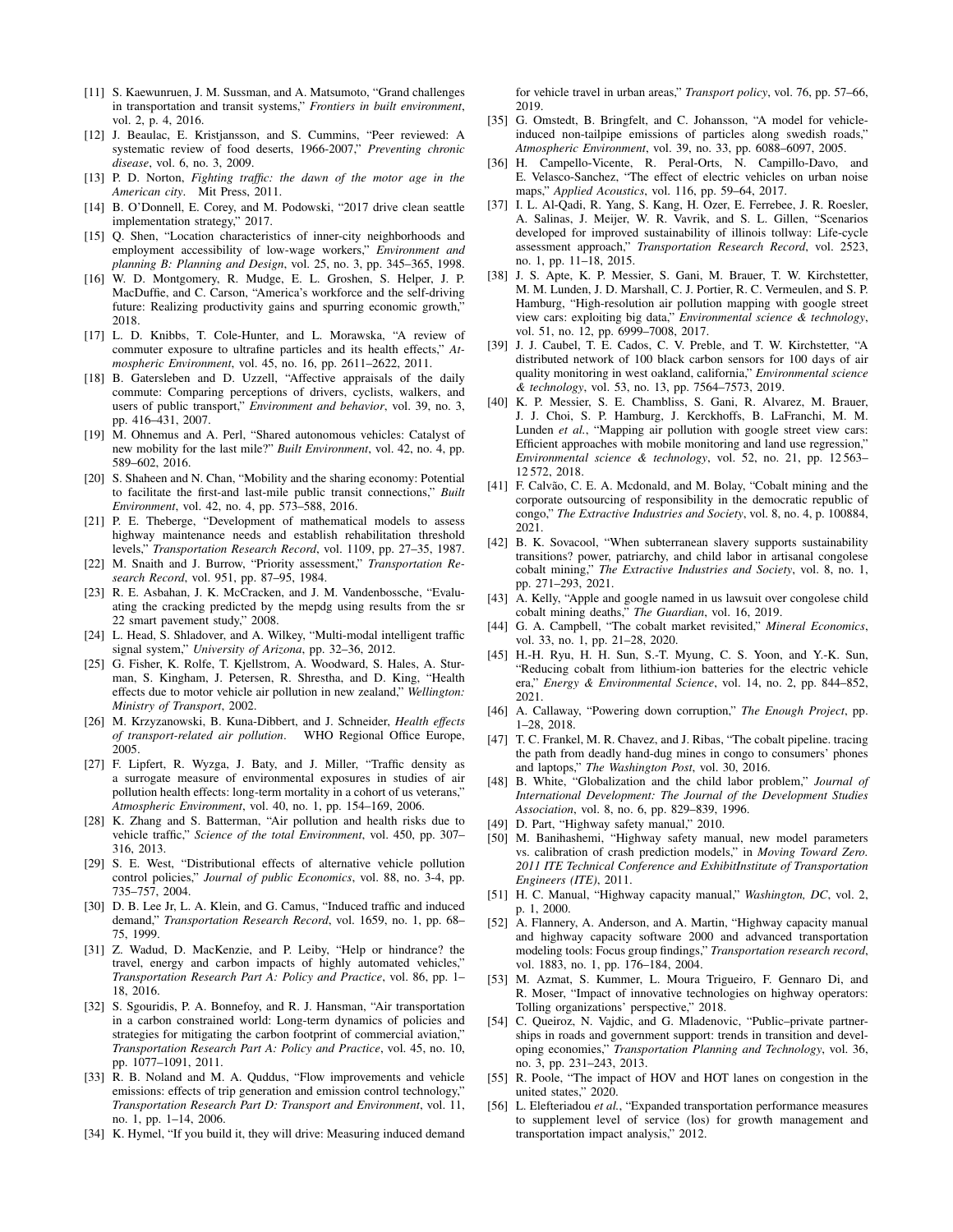[11] S. Kaewunruen, J. M. Sussman, and A. Matsumoto, "Grand challenges in transportation and transit systems," *Frontiers in built environment*, vol. 2, p. 4, 2016.

[12] J. Beaulac, E. Kristjansson, and S. Cummins, "Peer reviewed: A systematic review of food deserts, 1966-2007," *Preventing chronic disease*, vol. 6, no. 3, 2009.

[13] P. D. Norton, *Fighting traffic: the dawn of the motor age in the American city*. Mit Press, 2011.

[14] B. O'Donnell, E. Corey, and M. Podowski, "2017 drive clean seattle implementation strategy," 2017.

[15] Q. Shen, "Location characteristics of inner-city neighborhoods and employment accessibility of low-wage workers," *Environment and planning B: Planning and Design*, vol. 25, no. 3, pp. 345–365, 1998.

[16] W. D. Montgomery, R. Mudge, E. L. Groshen, S. Helper, J. P. MacDuffie, and C. Carson, "America's workforce and the self-driving future: Realizing productivity gains and spurring economic growth," 2018.

[17] L. D. Knibbs, T. Cole-Hunter, and L. Morawska, "A review of commuter exposure to ultrafine particles and its health effects," *Atmospheric Environment*, vol. 45, no. 16, pp. 2611–2622, 2011.

[18] B. Gatersleben and D. Uzzell, "Affective appraisals of the daily commute: Comparing perceptions of drivers, cyclists, walkers, and users of public transport," *Environment and behavior*, vol. 39, no. 3, pp. 416–431, 2007.

[19] M. Ohnemus and A. Perl, "Shared autonomous vehicles: Catalyst of new mobility for the last mile?" *Built Environment*, vol. 42, no. 4, pp. 589–602, 2016.

[20] S. Shaheen and N. Chan, "Mobility and the sharing economy: Potential to facilitate the first-and last-mile public transit connections," *Built Environment*, vol. 42, no. 4, pp. 573–588, 2016.

[21] P. E. Theberge, "Development of mathematical models to assess highway maintenance needs and establish rehabilitation threshold levels," *Transportation Research Record*, vol. 1109, pp. 27–35, 1987.

[22] M. Snaith and J. Burrow, "Priority assessment," *Transportation Research Record*, vol. 951, pp. 87–95, 1984.

[23] R. E. Asbahan, J. K. McCracken, and J. M. Vandenbossche, "Evaluating the cracking predicted by the mepdg using results from the sr 22 smart pavement study," 2008.

[24] L. Head, S. Shladover, and A. Wilkey, "Multi-modal intelligent traffic signal system," *University of Arizona*, pp. 32–36, 2012.

[25] G. Fisher, K. Rolfe, T. Kjellstrom, A. Woodward, S. Hales, A. Sturman, S. Kingham, J. Petersen, R. Shrestha, and D. King, "Health effects due to motor vehicle air pollution in new zealand," *Wellington: Ministry of Transport*, 2002.

[26] M. Krzyzanowski, B. Kuna-Dibbert, and J. Schneider, *Health effects of transport-related air pollution*. WHO Regional Office Europe, 2005.

[27] F. Lipfert, R. Wyzga, J. Baty, and J. Miller, "Traffic density as a surrogate measure of environmental exposures in studies of air pollution health effects: long-term mortality in a cohort of us veterans," *Atmospheric Environment*, vol. 40, no. 1, pp. 154–169, 2006.

[28] K. Zhang and S. Batterman, "Air pollution and health risks due to vehicle traffic," *Science of the total Environment*, vol. 450, pp. 307–316, 2013.

[29] S. E. West, "Distributional effects of alternative vehicle pollution control policies," *Journal of public Economics*, vol. 88, no. 3-4, pp. 735–757, 2004.

[30] D. B. Lee Jr, L. A. Klein, and G. Camus, "Induced traffic and induced demand," *Transportation Research Record*, vol. 1659, no. 1, pp. 68–75, 1999.

[31] Z. Wadud, D. MacKenzie, and P. Leiby, "Help or hindrance? the travel, energy and carbon impacts of highly automated vehicles," *Transportation Research Part A: Policy and Practice*, vol. 86, pp. 1–18, 2016.

[32] S. Sgouridis, P. A. Bonnefoy, and R. J. Hansman, "Air transportation in a carbon constrained world: Long-term dynamics of policies and strategies for mitigating the carbon footprint of commercial aviation," *Transportation Research Part A: Policy and Practice*, vol. 45, no. 10, pp. 1077–1091, 2011.

[33] R. B. Noland and M. A. Quddus, "Flow improvements and vehicle emissions: effects of trip generation and emission control technology," *Transportation Research Part D: Transport and Environment*, vol. 11, no. 1, pp. 1–14, 2006.

[34] K. Hymel, "If you build it, they will drive: Measuring induced demand for vehicle travel in urban areas," *Transport policy*, vol. 76, pp. 57–66, 2019.

[35] G. Omstedt, B. Bringfelt, and C. Johansson, "A model for vehicle-induced non-tailpipe emissions of particles along swedish roads," *Atmospheric Environment*, vol. 39, no. 33, pp. 6088–6097, 2005.

[36] H. Campello-Vicente, R. Peral-Orts, N. Campillo-Davo, and E. Velasco-Sanchez, "The effect of electric vehicles on urban noise maps," *Applied Acoustics*, vol. 116, pp. 59–64, 2017.

[37] I. L. Al-Qadi, R. Yang, S. Kang, H. Ozer, E. Ferrebee, J. R. Roesler, A. Salinas, J. Meijer, W. R. Vavrik, and S. L. Gillen, "Scenarios developed for improved sustainability of illinois tollway: Life-cycle assessment approach," *Transportation Research Record*, vol. 2523, no. 1, pp. 11–18, 2015.

[38] J. S. Apte, K. P. Messier, S. Gani, M. Brauer, T. W. Kirchstetter, M. M. Lunden, J. D. Marshall, C. J. Portier, R. C. Vermeulen, and S. P. Hamburg, "High-resolution air pollution mapping with google street view cars: exploiting big data," *Environmental science & technology*, vol. 51, no. 12, pp. 6999–7008, 2017.

[39] J. J. Caubel, T. E. Cados, C. V. Preble, and T. W. Kirchstetter, "A distributed network of 100 black carbon sensors for 100 days of air quality monitoring in west oakland, california," *Environmental science & technology*, vol. 53, no. 13, pp. 7564–7573, 2019.

[40] K. P. Messier, S. E. Chambliss, S. Gani, R. Alvarez, M. Brauer, J. J. Choi, S. P. Hamburg, J. Kerckhoffs, B. LaFranchi, M. M. Lunden *et al.*, "Mapping air pollution with google street view cars: Efficient approaches with mobile monitoring and land use regression," *Environmental science & technology*, vol. 52, no. 21, pp. 12 563–12 572, 2018.

[41] F. Calvão, C. E. A. Mcdonald, and M. Bolay, "Cobalt mining and the corporate outsourcing of responsibility in the democratic republic of congo," *The Extractive Industries and Society*, vol. 8, no. 4, p. 100884, 2021.

[42] B. K. Sovacool, "When subterranean slavery supports sustainability transitions? power, patriarchy, and child labor in artisanal congolese cobalt mining," *The Extractive Industries and Society*, vol. 8, no. 1, pp. 271–293, 2021.

[43] A. Kelly, "Apple and google named in us lawsuit over congolese child cobalt mining deaths," *The Guardian*, vol. 16, 2019.

[44] G. A. Campbell, "The cobalt market revisited," *Mineral Economics*, vol. 33, no. 1, pp. 21–28, 2020.

[45] H.-H. Ryu, H. H. Sun, S.-T. Myung, C. S. Yoon, and Y.-K. Sun, "Reducing cobalt from lithium-ion batteries for the electric vehicle era," *Energy & Environmental Science*, vol. 14, no. 2, pp. 844–852, 2021.

[46] A. Callaway, "Powering down corruption," *The Enough Project*, pp. 1–28, 2018.

[47] T. C. Frankel, M. R. Chavez, and J. Ribas, "The cobalt pipeline. tracing the path from deadly hand-dug mines in congo to consumers' phones and laptops," *The Washington Post*, vol. 30, 2016.

[48] B. White, "Globalization and the child labor problem," *Journal of International Development: The Journal of the Development Studies Association*, vol. 8, no. 6, pp. 829–839, 1996.

[49] D. Part, "Highway safety manual," 2010.

[50] M. Banihashemi, "Highway safety manual, new model parameters vs. calibration of crash prediction models," in *Moving Toward Zero. 2011 ITE Technical Conference and ExhibitInstitute of Transportation Engineers (ITE)*, 2011.

[51] H. C. Manual, "Highway capacity manual," *Washington, DC*, vol. 2, p. 1, 2000.

[52] A. Flannery, A. Anderson, and A. Martin, "Highway capacity manual and highway capacity software 2000 and advanced transportation modeling tools: Focus group findings," *Transportation research record*, vol. 1883, no. 1, pp. 176–184, 2004.

[53] M. Azmat, S. Kummer, L. Moura Trigueiro, F. Gennaro Di, and R. Moser, "Impact of innovative technologies on highway operators: Tolling organizations' perspective," 2018.

[54] C. Queiroz, N. Vajdic, and G. Mladenovic, "Public–private partnerships in roads and government support: trends in transition and developing economies," *Transportation Planning and Technology*, vol. 36, no. 3, pp. 231–243, 2013.

[55] R. Poole, "The impact of HOV and HOT lanes on congestion in the united states," 2020.

[56] L. Elefteriadou *et al.*, "Expanded transportation performance measures to supplement level of service (los) for growth management and transportation impact analysis," 2012.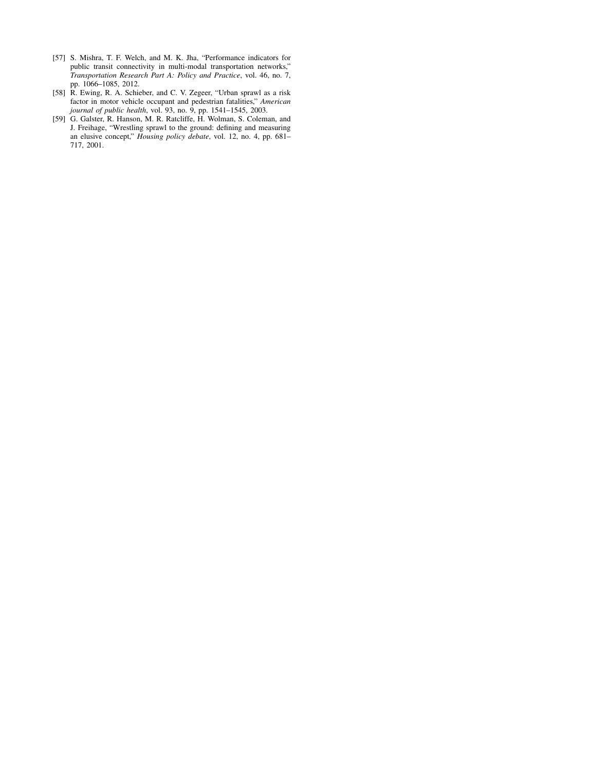[57] S. Mishra, T. F. Welch, and M. K. Jha, "Performance indicators for public transit connectivity in multi-modal transportation networks," *Transportation Research Part A: Policy and Practice*, vol. 46, no. 7, pp. 1066–1085, 2012.

[58] R. Ewing, R. A. Schieber, and C. V. Zegeer, "Urban sprawl as a risk factor in motor vehicle occupant and pedestrian fatalities," *American journal of public health*, vol. 93, no. 9, pp. 1541–1545, 2003.

[59] G. Galster, R. Hanson, M. R. Ratcliffe, H. Wolman, S. Coleman, and J. Freihage, "Wrestling sprawl to the ground: defining and measuring an elusive concept," *Housing policy debate*, vol. 12, no. 4, pp. 681–717, 2001.